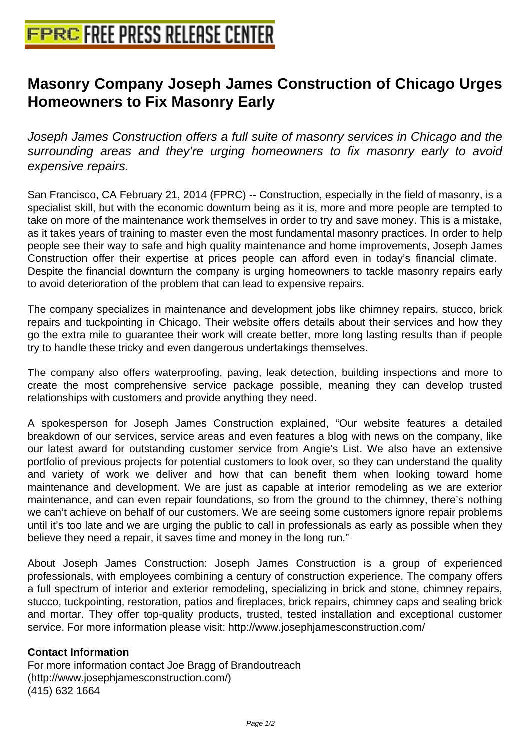# Masonry Company Joseph James Construction of Chicago Urges Homeowners to Fix Masonry Early

*Joseph James Construction offers a full suite of masonry services in Chicago and the surrounding areas and they're urging homeowners to fix masonry early to avoid expensive repairs.*

San Francisco, CA February 21, 2014 (FPRC) -- Construction, especially in the field of masonry, is a specialist skill, but with the economic downturn being as it is, more and more people are tempted to take on more of the maintenance work themselves in order to try and save money. This is a mistake, as it takes years of training to master even the most fundamental masonry practices. In order to help people see their way to safe and high quality maintenance and home improvements, Joseph James Construction offer their expertise at prices people can afford even in today's financial climate. Despite the financial downturn the company is urging homeowners to tackle masonry repairs early to avoid deterioration of the problem that can lead to expensive repairs.

The company specializes in maintenance and development jobs like chimney repairs, stucco, brick repairs and tuckpointing in Chicago. Their website offers details about their services and how they go the extra mile to guarantee their work will create better, more long lasting results than if people try to handle these tricky and even dangerous undertakings themselves.

The company also offers waterproofing, paving, leak detection, building inspections and more to create the most comprehensive service package possible, meaning they can develop trusted relationships with customers and provide anything they need.

A spokesperson for Joseph James Construction explained, "Our website features a detailed breakdown of our services, service areas and even features a blog with news on the company, like our latest award for outstanding customer service from Angie's List. We also have an extensive portfolio of previous projects for potential customers to look over, so they can understand the quality and variety of work we deliver and how that can benefit them when looking toward home maintenance and development. We are just as capable at interior remodeling as we are exterior maintenance, and can even repair foundations, so from the ground to the chimney, there's nothing we can't achieve on behalf of our customers. We are seeing some customers ignore repair problems until it's too late and we are urging the public to call in professionals as early as possible when they believe they need a repair, it saves time and money in the long run."

About Joseph James Construction: Joseph James Construction is a group of experienced professionals, with employees combining a century of construction experience. The company offers a full spectrum of interior and exterior remodeling, specializing in brick and stone, chimney repairs, stucco, tuckpointing, restoration, patios and fireplaces, brick repairs, chimney caps and sealing brick and mortar. They offer top-quality products, trusted, tested installation and exceptional customer service. For more information please visit: http://www.josephjamesconstruction.com/

**Contact Information**

For more information contact Joe Bragg of Brandoutreach
(http://www.josephjamesconstruction.com/)
(415) 632 1664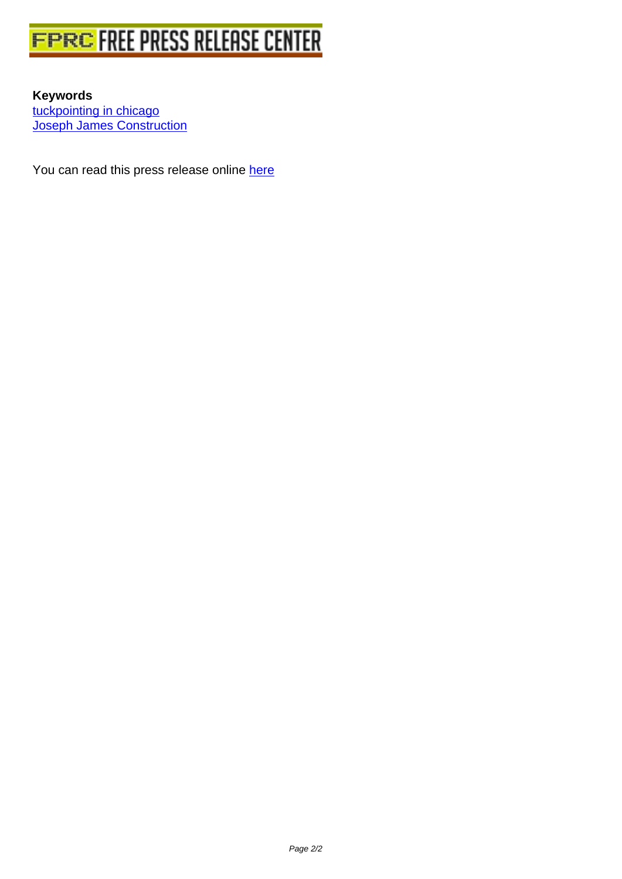**Keywords**

tuckpointing in chicago

Joseph James Construction

You can read this press release online here